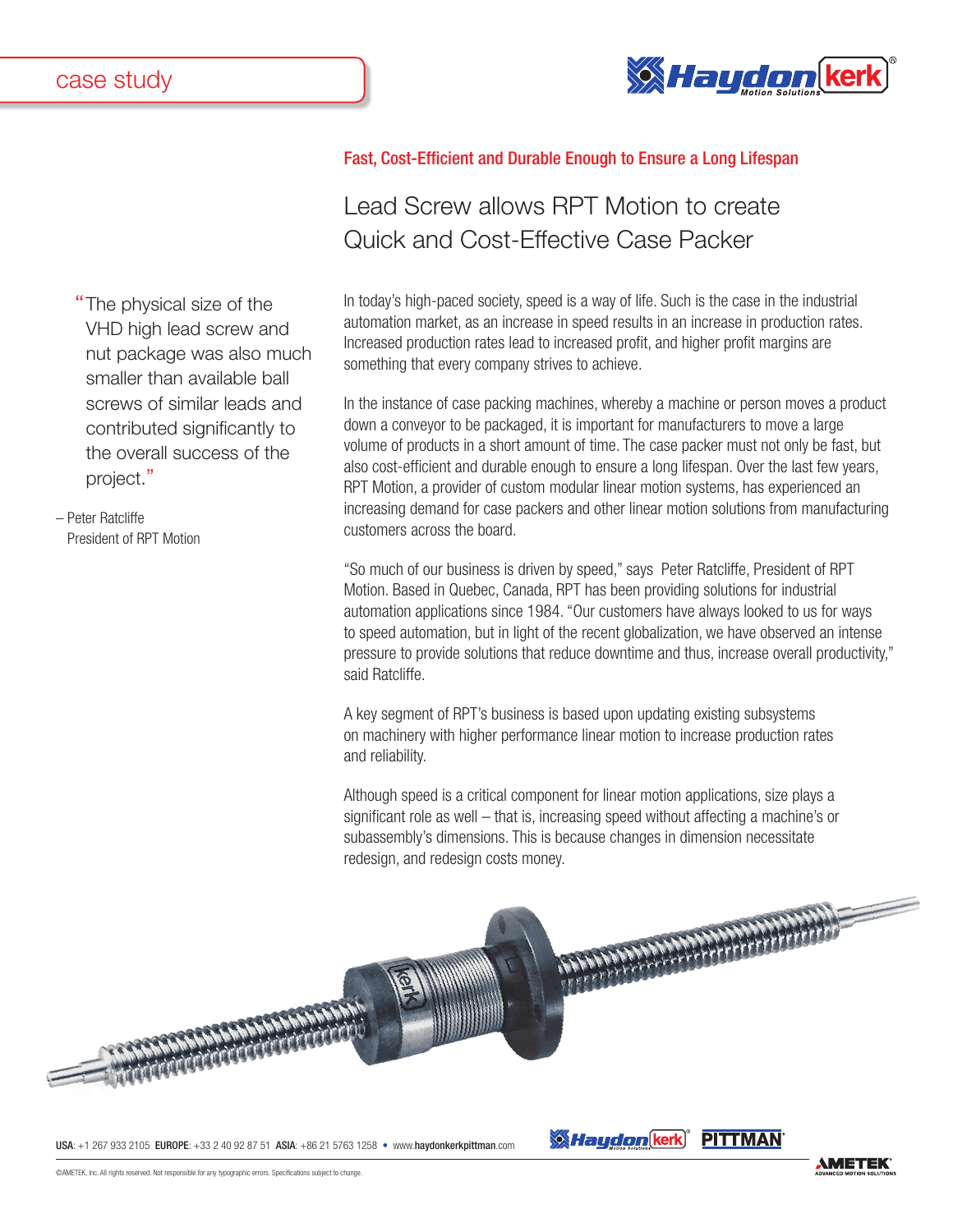case study

### Fast, Cost-Efficient and Durable Enough to Ensure a Long Lifespan

# Lead Screw allows RPT Motion to create Quick and Cost-Effective Case Packer

> "The physical size of the VHD high lead screw and nut package was also much smaller than available ball screws of similar leads and contributed significantly to the overall success of the project."
>
> – Peter Ratcliffe
> President of RPT Motion

In today's high-paced society, speed is a way of life. Such is the case in the industrial automation market, as an increase in speed results in an increase in production rates. Increased production rates lead to increased profit, and higher profit margins are something that every company strives to achieve.

In the instance of case packing machines, whereby a machine or person moves a product down a conveyor to be packaged, it is important for manufacturers to move a large volume of products in a short amount of time. The case packer must not only be fast, but also cost-efficient and durable enough to ensure a long lifespan. Over the last few years, RPT Motion, a provider of custom modular linear motion systems, has experienced an increasing demand for case packers and other linear motion solutions from manufacturing customers across the board.

"So much of our business is driven by speed," says Peter Ratcliffe, President of RPT Motion. Based in Quebec, Canada, RPT has been providing solutions for industrial automation applications since 1984. "Our customers have always looked to us for ways to speed automation, but in light of the recent globalization, we have observed an intense pressure to provide solutions that reduce downtime and thus, increase overall productivity," said Ratcliffe.

A key segment of RPT's business is based upon updating existing subsystems on machinery with higher performance linear motion to increase production rates and reliability.

Although speed is a critical component for linear motion applications, size plays a significant role as well – that is, increasing speed without affecting a machine's or subassembly's dimensions. This is because changes in dimension necessitate redesign, and redesign costs money.

**USA**: +1 267 933 2105 **EUROPE**: +33 2 40 92 87 51 **ASIA**: +86 21 5763 1258 • www.haydonkerkpittman.com

©AMETEK, Inc. All rights reserved. Not responsible for any typographic errors. Specifications subject to change.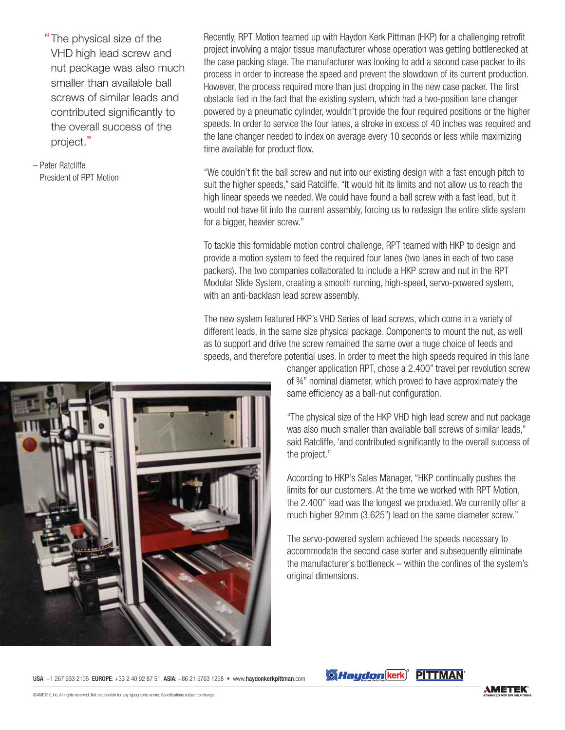"The physical size of the VHD high lead screw and nut package was also much smaller than available ball screws of similar leads and contributed significantly to the overall success of the project."

– Peter Ratcliffe
President of RPT Motion

Recently, RPT Motion teamed up with Haydon Kerk Pittman (HKP) for a challenging retrofit project involving a major tissue manufacturer whose operation was getting bottlenecked at the case packing stage. The manufacturer was looking to add a second case packer to its process in order to increase the speed and prevent the slowdown of its current production. However, the process required more than just dropping in the new case packer. The first obstacle lied in the fact that the existing system, which had a two-position lane changer powered by a pneumatic cylinder, wouldn't provide the four required positions or the higher speeds. In order to service the four lanes, a stroke in excess of 40 inches was required and the lane changer needed to index on average every 10 seconds or less while maximizing time available for product flow.

"We couldn't fit the ball screw and nut into our existing design with a fast enough pitch to suit the higher speeds," said Ratcliffe. "It would hit its limits and not allow us to reach the high linear speeds we needed. We could have found a ball screw with a fast lead, but it would not have fit into the current assembly, forcing us to redesign the entire slide system for a bigger, heavier screw."

To tackle this formidable motion control challenge, RPT teamed with HKP to design and provide a motion system to feed the required four lanes (two lanes in each of two case packers). The two companies collaborated to include a HKP screw and nut in the RPT Modular Slide System, creating a smooth running, high-speed, servo-powered system, with an anti-backlash lead screw assembly.

The new system featured HKP's VHD Series of lead screws, which come in a variety of different leads, in the same size physical package. Components to mount the nut, as well as to support and drive the screw remained the same over a huge choice of feeds and speeds, and therefore potential uses. In order to meet the high speeds required in this lane changer application RPT, chose a 2.400" travel per revolution screw of ¾" nominal diameter, which proved to have approximately the same efficiency as a ball-nut configuration.

"The physical size of the HKP VHD high lead screw and nut package was also much smaller than available ball screws of similar leads," said Ratcliffe, 'and contributed significantly to the overall success of the project."

According to HKP's Sales Manager, "HKP continually pushes the limits for our customers. At the time we worked with RPT Motion, the 2.400" lead was the longest we produced. We currently offer a much higher 92mm (3.625") lead on the same diameter screw."

The servo-powered system achieved the speeds necessary to accommodate the second case sorter and subsequently eliminate the manufacturer's bottleneck – within the confines of the system's original dimensions.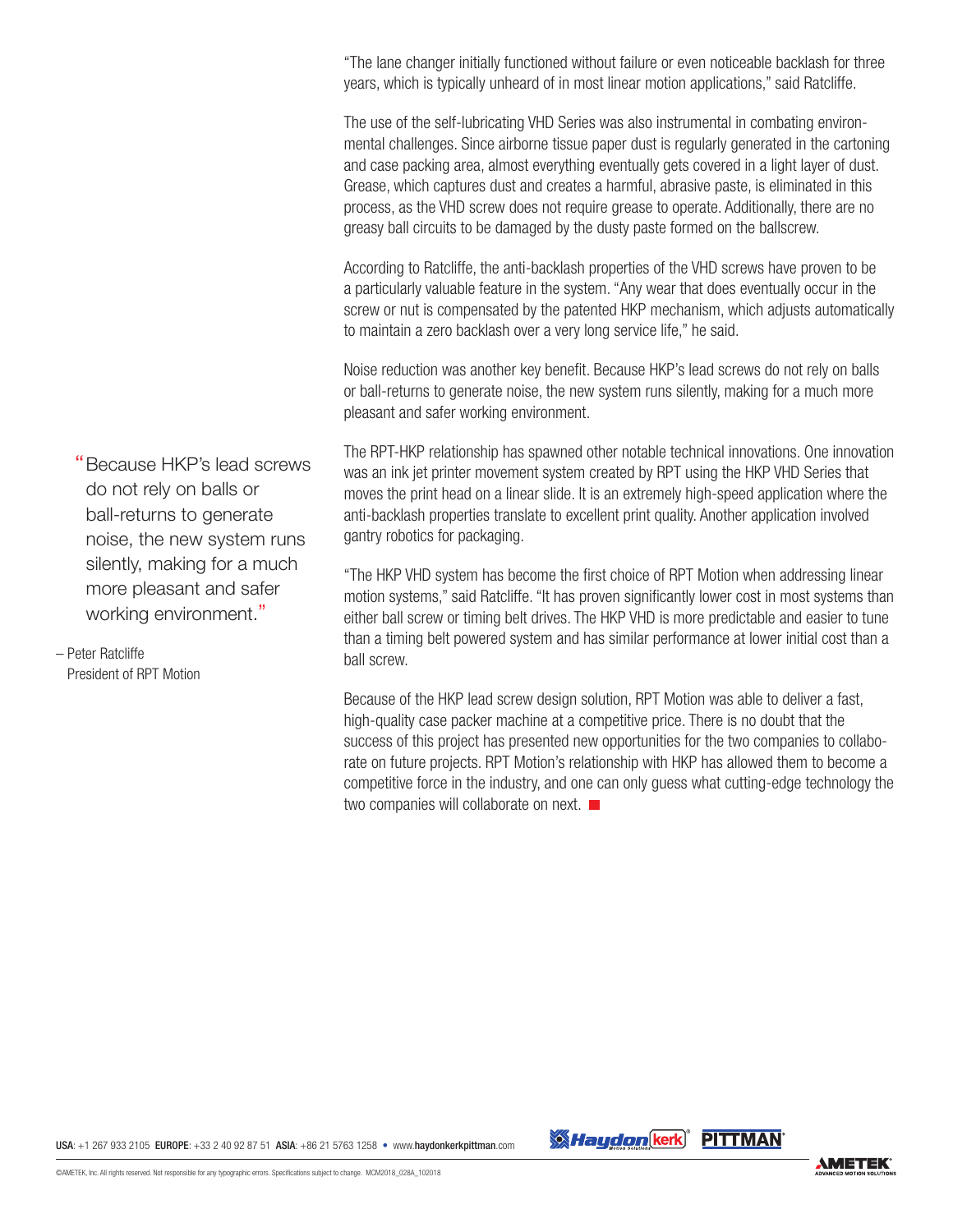"The lane changer initially functioned without failure or even noticeable backlash for three years, which is typically unheard of in most linear motion applications," said Ratcliffe.

The use of the self-lubricating VHD Series was also instrumental in combating environmental challenges. Since airborne tissue paper dust is regularly generated in the cartoning and case packing area, almost everything eventually gets covered in a light layer of dust. Grease, which captures dust and creates a harmful, abrasive paste, is eliminated in this process, as the VHD screw does not require grease to operate. Additionally, there are no greasy ball circuits to be damaged by the dusty paste formed on the ballscrew.

According to Ratcliffe, the anti-backlash properties of the VHD screws have proven to be a particularly valuable feature in the system. "Any wear that does eventually occur in the screw or nut is compensated by the patented HKP mechanism, which adjusts automatically to maintain a zero backlash over a very long service life," he said.

Noise reduction was another key benefit. Because HKP's lead screws do not rely on balls or ball-returns to generate noise, the new system runs silently, making for a much more pleasant and safer working environment.

> "Because HKP's lead screws do not rely on balls or ball-returns to generate noise, the new system runs silently, making for a much more pleasant and safer working environment."
>
> – Peter Ratcliffe
> President of RPT Motion

The RPT-HKP relationship has spawned other notable technical innovations. One innovation was an ink jet printer movement system created by RPT using the HKP VHD Series that moves the print head on a linear slide. It is an extremely high-speed application where the anti-backlash properties translate to excellent print quality. Another application involved gantry robotics for packaging.

"The HKP VHD system has become the first choice of RPT Motion when addressing linear motion systems," said Ratcliffe. "It has proven significantly lower cost in most systems than either ball screw or timing belt drives. The HKP VHD is more predictable and easier to tune than a timing belt powered system and has similar performance at lower initial cost than a ball screw.

Because of the HKP lead screw design solution, RPT Motion was able to deliver a fast, high-quality case packer machine at a competitive price. There is no doubt that the success of this project has presented new opportunities for the two companies to collaborate on future projects. RPT Motion's relationship with HKP has allowed them to become a competitive force in the industry, and one can only guess what cutting-edge technology the two companies will collaborate on next.

**USA**: +1 267 933 2105 **EUROPE**: +33 2 40 92 87 51 **ASIA**: +86 21 5763 1258 • www.**haydonkerkpittman**.com

©AMETEK, Inc. All rights reserved. Not responsible for any typographic errors. Specifications subject to change. MCM2018_028A_102018